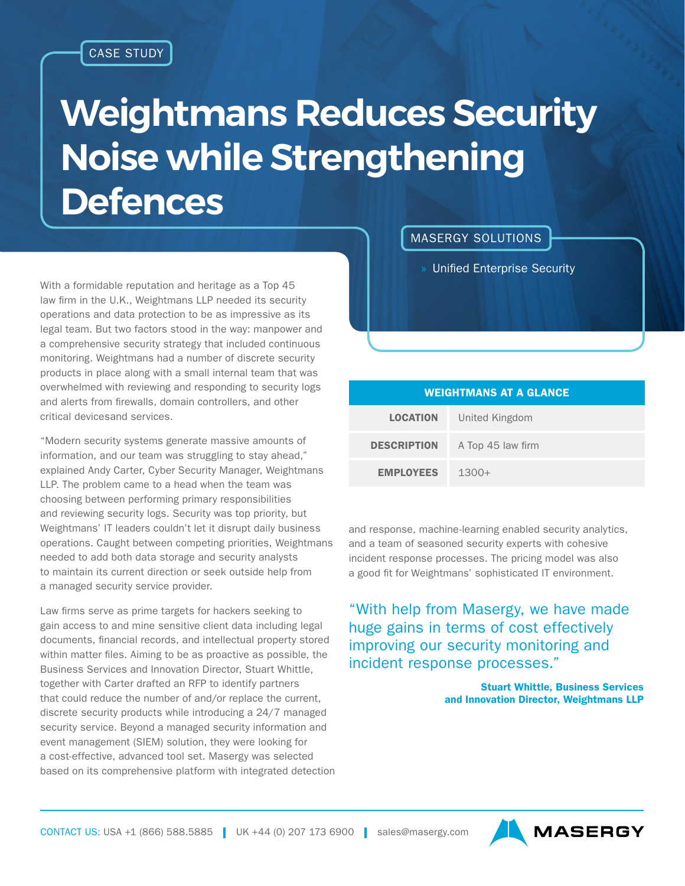CASE STUDY

# Weightmans Reduces Security Noise while Strengthening Defences

MASERGY SOLUTIONS

» Unified Enterprise Security

With a formidable reputation and heritage as a Top 45 law firm in the U.K., Weightmans LLP needed its security operations and data protection to be as impressive as its legal team. But two factors stood in the way: manpower and a comprehensive security strategy that included continuous monitoring. Weightmans had a number of discrete security products in place along with a small internal team that was overwhelmed with reviewing and responding to security logs and alerts from firewalls, domain controllers, and other critical devicesand services.

“Modern security systems generate massive amounts of information, and our team was struggling to stay ahead,” explained Andy Carter, Cyber Security Manager, Weightmans LLP. The problem came to a head when the team was choosing between performing primary responsibilities and reviewing security logs. Security was top priority, but Weightmans’ IT leaders couldn’t let it disrupt daily business operations. Caught between competing priorities, Weightmans needed to add both data storage and security analysts to maintain its current direction or seek outside help from a managed security service provider.

Law firms serve as prime targets for hackers seeking to gain access to and mine sensitive client data including legal documents, financial records, and intellectual property stored within matter files. Aiming to be as proactive as possible, the Business Services and Innovation Director, Stuart Whittle, together with Carter drafted an RFP to identify partners that could reduce the number of and/or replace the current, discrete security products while introducing a 24/7 managed security service. Beyond a managed security information and event management (SIEM) solution, they were looking for a cost-effective, advanced tool set. Masergy was selected based on its comprehensive platform with integrated detection and response, machine-learning enabled security analytics, and a team of seasoned security experts with cohesive incident response processes. The pricing model was also a good fit for Weightmans’ sophisticated IT environment.

| WEIGHTMANS AT A GLANCE | |
|---|---|
| **LOCATION** | United Kingdom |
| **DESCRIPTION** | A Top 45 law firm |
| **EMPLOYEES** | 1300+ |

> “With help from Masergy, we have made huge gains in terms of cost effectively improving our security monitoring and incident response processes.”
>
> **Stuart Whittle, Business Services and Innovation Director, Weightmans LLP**

CONTACT US: USA +1 (866) 588.5885 | UK +44 (0) 207 173 6900 | sales@masergy.com

MASERGY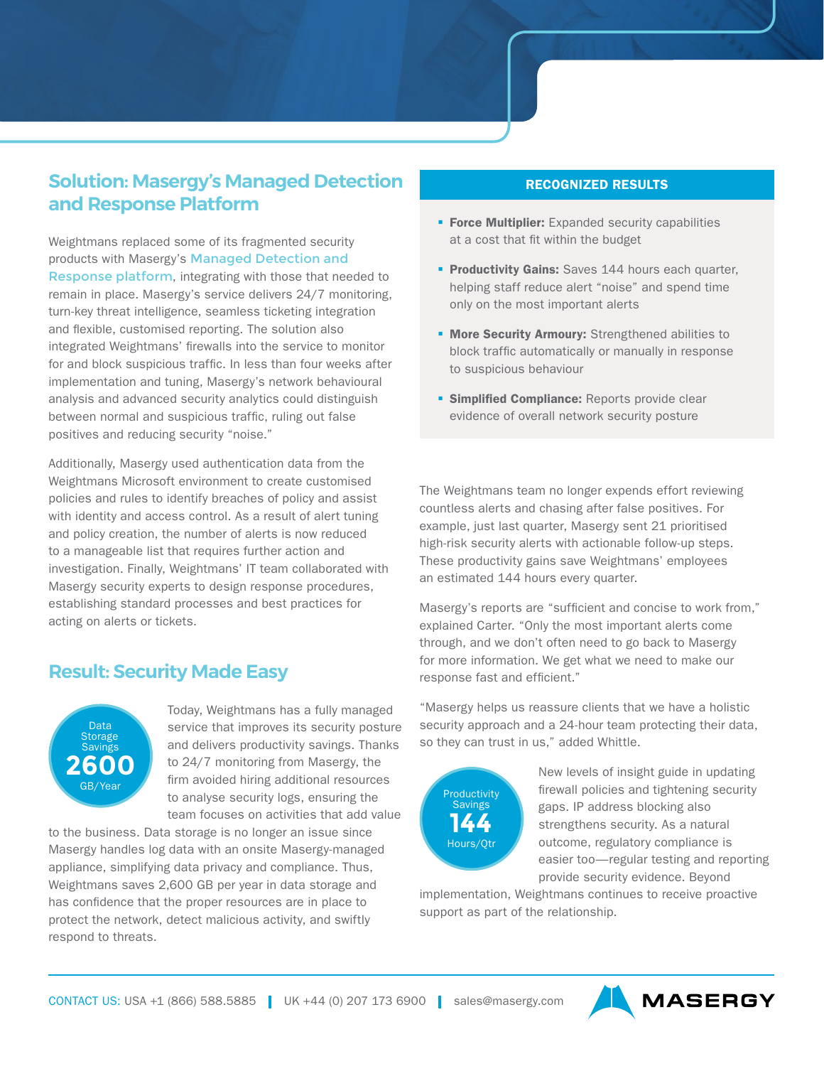## Solution: Masergy's Managed Detection and Response Platform

Weightmans replaced some of its fragmented security products with Masergy's Managed Detection and Response platform, integrating with those that needed to remain in place. Masergy's service delivers 24/7 monitoring, turn-key threat intelligence, seamless ticketing integration and flexible, customised reporting. The solution also integrated Weightmans' firewalls into the service to monitor for and block suspicious traffic. In less than four weeks after implementation and tuning, Masergy's network behavioural analysis and advanced security analytics could distinguish between normal and suspicious traffic, ruling out false positives and reducing security "noise."

Additionally, Masergy used authentication data from the Weightmans Microsoft environment to create customised policies and rules to identify breaches of policy and assist with identity and access control. As a result of alert tuning and policy creation, the number of alerts is now reduced to a manageable list that requires further action and investigation. Finally, Weightmans' IT team collaborated with Masergy security experts to design response procedures, establishing standard processes and best practices for acting on alerts or tickets.

## Result: Security Made Easy

Data Storage Savings
**2600**
GB/Year

Today, Weightmans has a fully managed service that improves its security posture and delivers productivity savings. Thanks to 24/7 monitoring from Masergy, the firm avoided hiring additional resources to analyse security logs, ensuring the team focuses on activities that add value to the business. Data storage is no longer an issue since Masergy handles log data with an onsite Masergy-managed appliance, simplifying data privacy and compliance. Thus, Weightmans saves 2,600 GB per year in data storage and has confidence that the proper resources are in place to protect the network, detect malicious activity, and swiftly respond to threats.

### RECOGNIZED RESULTS

- **Force Multiplier:** Expanded security capabilities at a cost that fit within the budget
- **Productivity Gains:** Saves 144 hours each quarter, helping staff reduce alert "noise" and spend time only on the most important alerts
- **More Security Armoury:** Strengthened abilities to block traffic automatically or manually in response to suspicious behaviour
- **Simplified Compliance:** Reports provide clear evidence of overall network security posture

The Weightmans team no longer expends effort reviewing countless alerts and chasing after false positives. For example, just last quarter, Masergy sent 21 prioritised high-risk security alerts with actionable follow-up steps. These productivity gains save Weightmans' employees an estimated 144 hours every quarter.

Masergy's reports are "sufficient and concise to work from," explained Carter. "Only the most important alerts come through, and we don't often need to go back to Masergy for more information. We get what we need to make our response fast and efficient."

"Masergy helps us reassure clients that we have a holistic security approach and a 24-hour team protecting their data, so they can trust in us," added Whittle.

Productivity Savings
**144**
Hours/Qtr

New levels of insight guide in updating firewall policies and tightening security gaps. IP address blocking also strengthens security. As a natural outcome, regulatory compliance is easier too—regular testing and reporting provide security evidence. Beyond implementation, Weightmans continues to receive proactive support as part of the relationship.

CONTACT US: USA +1 (866) 588.5885 | UK +44 (0) 207 173 6900 | sales@masergy.com

MASERGY